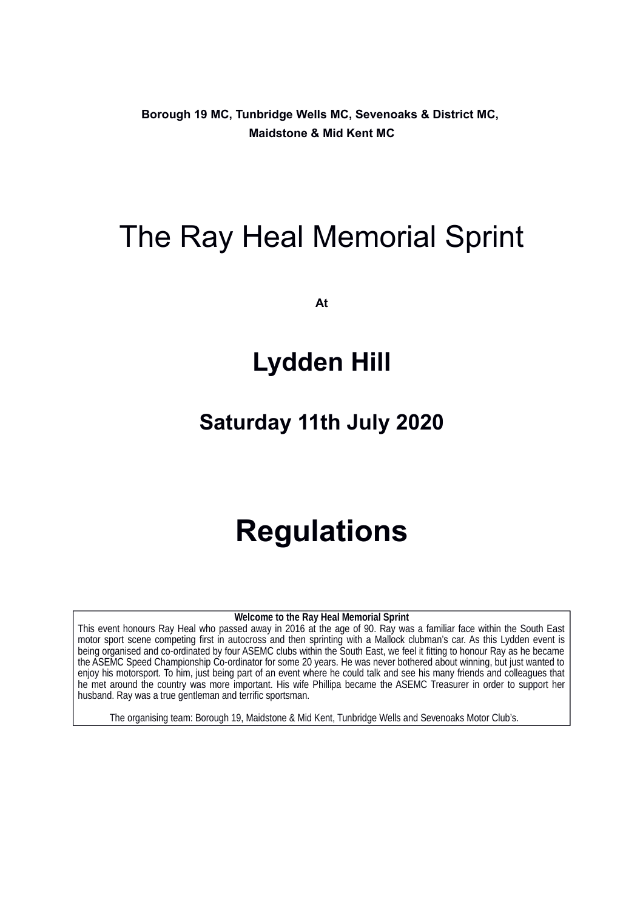**Borough 19 MC, Tunbridge Wells MC, Sevenoaks & District MC, Maidstone & Mid Kent MC**

# The Ray Heal Memorial Sprint

**At**

## Lydden Hill

## Saturday 11th July 2020

# Regulations

**Welcome to the Ray Heal Memorial Sprint**

This event honours Ray Heal who passed away in 2016 at the age of 90. Ray was a familiar face within the South East motor sport scene competing first in autocross and then sprinting with a Mallock clubman's car. As this Lydden event is being organised and co-ordinated by four ASEMC clubs within the South East, we feel it fitting to honour Ray as he became the ASEMC Speed Championship Co-ordinator for some 20 years. He was never bothered about winning, but just wanted to enjoy his motorsport. To him, just being part of an event where he could talk and see his many friends and colleagues that he met around the country was more important. His wife Phillipa became the ASEMC Treasurer in order to support her husband. Ray was a true gentleman and terrific sportsman.

The organising team: Borough 19, Maidstone & Mid Kent, Tunbridge Wells and Sevenoaks Motor Club's.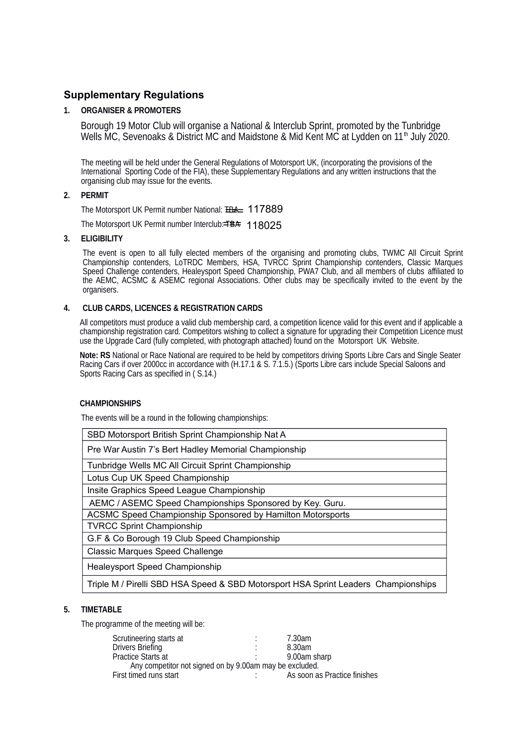## Supplementary Regulations

### 1. ORGANISER & PROMOTERS

Borough 19 Motor Club will organise a National & Interclub Sprint, promoted by the Tunbridge Wells MC, Sevenoaks & District MC and Maidstone & Mid Kent MC at Lydden on 11th July 2020.

The meeting will be held under the General Regulations of Motorsport UK, (incorporating the provisions of the International Sporting Code of the FIA), these Supplementary Regulations and any written instructions that the organising club may issue for the events.

### 2. PERMIT

The Motorsport UK Permit number National: ~~TBA~~ 117889

The Motorsport UK Permit number Interclub: ~~TBA~~ 118025

### 3. ELIGIBILITY

The event is open to all fully elected members of the organising and promoting clubs, TWMC All Circuit Sprint Championship contenders, LoTRDC Members, HSA, TVRCC Sprint Championship contenders, Classic Marques Speed Challenge contenders, Healeysport Speed Championship, PWA7 Club, and all members of clubs affiliated to the AEMC, ACSMC & ASEMC regional Associations. Other clubs may be specifically invited to the event by the organisers.

### 4. CLUB CARDS, LICENCES & REGISTRATION CARDS

All competitors must produce a valid club membership card, a competition licence valid for this event and if applicable a championship registration card. Competitors wishing to collect a signature for upgrading their Competition Licence must use the Upgrade Card (fully completed, with photograph attached) found on the Motorsport UK Website.

**Note: RS** National or Race National are required to be held by competitors driving Sports Libre Cars and Single Seater Racing Cars if over 2000cc in accordance with (H.17.1 & S. 7.1.5.) (Sports Libre cars include Special Saloons and Sports Racing Cars as specified in ( S.14.)

#### CHAMPIONSHIPS

The events will be a round in the following championships:

| SBD Motorsport British Sprint Championship Nat A |
|---|
| Pre War Austin 7's Bert Hadley Memorial Championship |
| Tunbridge Wells MC All Circuit Sprint Championship |
| Lotus Cup UK Speed Championship |
| Insite Graphics Speed League Championship |
| AEMC / ASEMC Speed Championships Sponsored by Key. Guru. |
| ACSMC Speed Championship Sponsored by Hamilton Motorsports |
| TVRCC Sprint Championship |
| G.F & Co Borough 19 Club Speed Championship |
| Classic Marques Speed Challenge |
| Healeysport Speed Championship |
| Triple M / Pirelli SBD HSA Speed & SBD Motorsport HSA Sprint Leaders Championships |

### 5. TIMETABLE

The programme of the meeting will be:

| | | |
|---|---|---|
| Scrutineering starts at | : | 7.30am |
| Drivers Briefing | : | 8.30am |
| Practice Starts at | : | 9.00am sharp |
| Any competitor not signed on by 9.00am may be excluded. | | |
| First timed runs start | : | As soon as Practice finishes |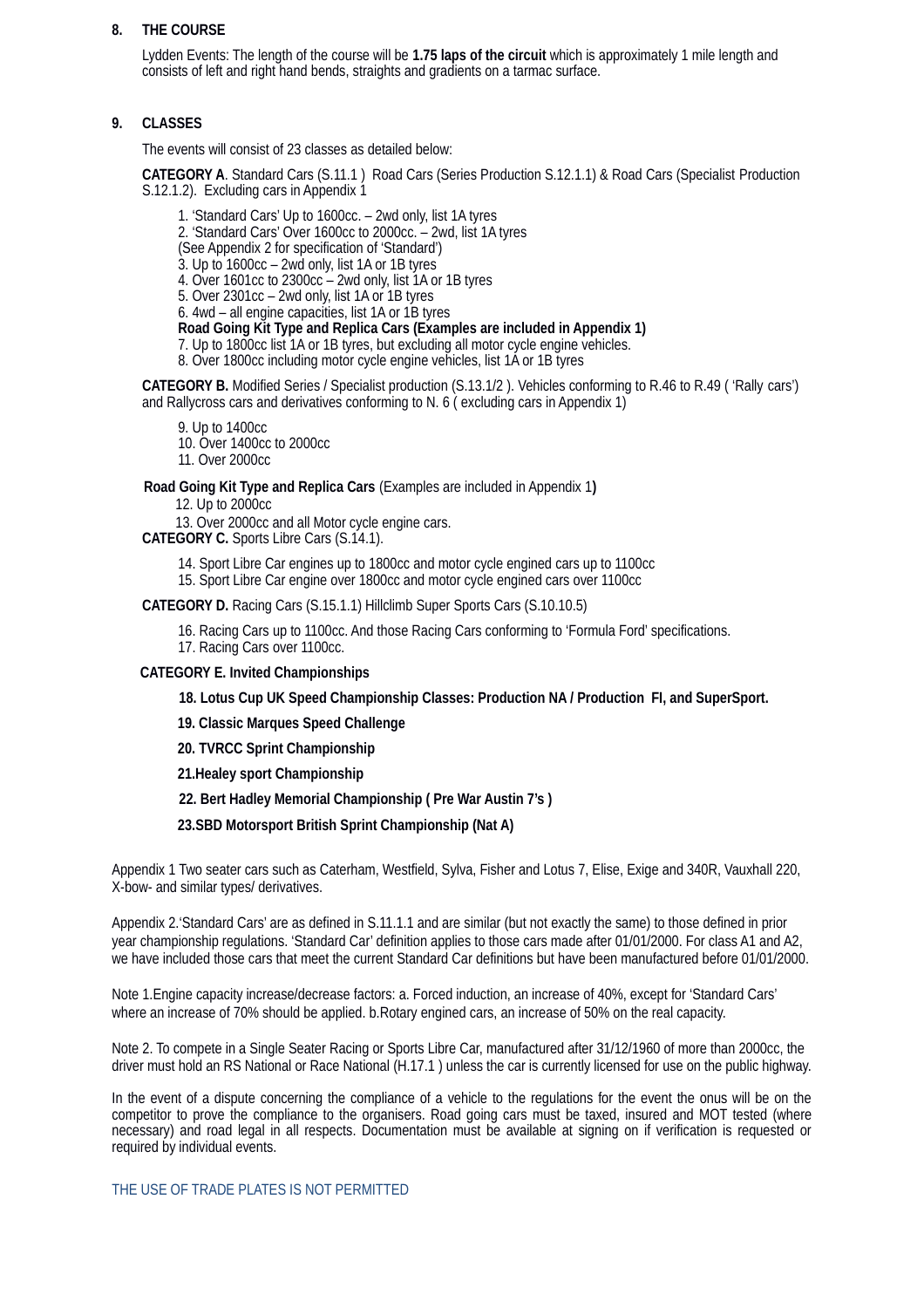## 8. THE COURSE

Lydden Events: The length of the course will be **1.75 laps of the circuit** which is approximately 1 mile length and consists of left and right hand bends, straights and gradients on a tarmac surface.

## 9. CLASSES

The events will consist of 23 classes as detailed below:

**CATEGORY A**. Standard Cars (S.11.1 ) Road Cars (Series Production S.12.1.1) & Road Cars (Specialist Production S.12.1.2). Excluding cars in Appendix 1

1. 'Standard Cars' Up to 1600cc. – 2wd only, list 1A tyres
2. 'Standard Cars' Over 1600cc to 2000cc. – 2wd, list 1A tyres
(See Appendix 2 for specification of 'Standard')
3. Up to 1600cc – 2wd only, list 1A or 1B tyres
4. Over 1601cc to 2300cc – 2wd only, list 1A or 1B tyres
5. Over 2301cc – 2wd only, list 1A or 1B tyres
6. 4wd – all engine capacities, list 1A or 1B tyres

**Road Going Kit Type and Replica Cars (Examples are included in Appendix 1)**

7. Up to 1800cc list 1A or 1B tyres, but excluding all motor cycle engine vehicles.
8. Over 1800cc including motor cycle engine vehicles, list 1A or 1B tyres

**CATEGORY B.** Modified Series / Specialist production (S.13.1/2 ). Vehicles conforming to R.46 to R.49 ( 'Rally cars') and Rallycross cars and derivatives conforming to N. 6 ( excluding cars in Appendix 1)

9. Up to 1400cc
10. Over 1400cc to 2000cc
11. Over 2000cc

**Road Going Kit Type and Replica Cars** (Examples are included in Appendix 1**)**

12. Up to 2000cc
13. Over 2000cc and all Motor cycle engine cars.

**CATEGORY C.** Sports Libre Cars (S.14.1).

14. Sport Libre Car engines up to 1800cc and motor cycle engined cars up to 1100cc
15. Sport Libre Car engine over 1800cc and motor cycle engined cars over 1100cc

**CATEGORY D.** Racing Cars (S.15.1.1) Hillclimb Super Sports Cars (S.10.10.5)

16. Racing Cars up to 1100cc. And those Racing Cars conforming to 'Formula Ford' specifications.
17. Racing Cars over 1100cc.

**CATEGORY E. Invited Championships**

**18. Lotus Cup UK Speed Championship Classes: Production NA / Production FI, and SuperSport.**

**19. Classic Marques Speed Challenge**

**20. TVRCC Sprint Championship**

**21.Healey sport Championship**

**22. Bert Hadley Memorial Championship ( Pre War Austin 7's )**

**23.SBD Motorsport British Sprint Championship (Nat A)**

Appendix 1 Two seater cars such as Caterham, Westfield, Sylva, Fisher and Lotus 7, Elise, Exige and 340R, Vauxhall 220, X-bow- and similar types/ derivatives.

Appendix 2.'Standard Cars' are as defined in S.11.1.1 and are similar (but not exactly the same) to those defined in prior year championship regulations. 'Standard Car' definition applies to those cars made after 01/01/2000. For class A1 and A2, we have included those cars that meet the current Standard Car definitions but have been manufactured before 01/01/2000.

Note 1.Engine capacity increase/decrease factors: a. Forced induction, an increase of 40%, except for 'Standard Cars' where an increase of 70% should be applied. b.Rotary engined cars, an increase of 50% on the real capacity.

Note 2. To compete in a Single Seater Racing or Sports Libre Car, manufactured after 31/12/1960 of more than 2000cc, the driver must hold an RS National or Race National (H.17.1 ) unless the car is currently licensed for use on the public highway.

In the event of a dispute concerning the compliance of a vehicle to the regulations for the event the onus will be on the competitor to prove the compliance to the organisers. Road going cars must be taxed, insured and MOT tested (where necessary) and road legal in all respects. Documentation must be available at signing on if verification is requested or required by individual events.

THE USE OF TRADE PLATES IS NOT PERMITTED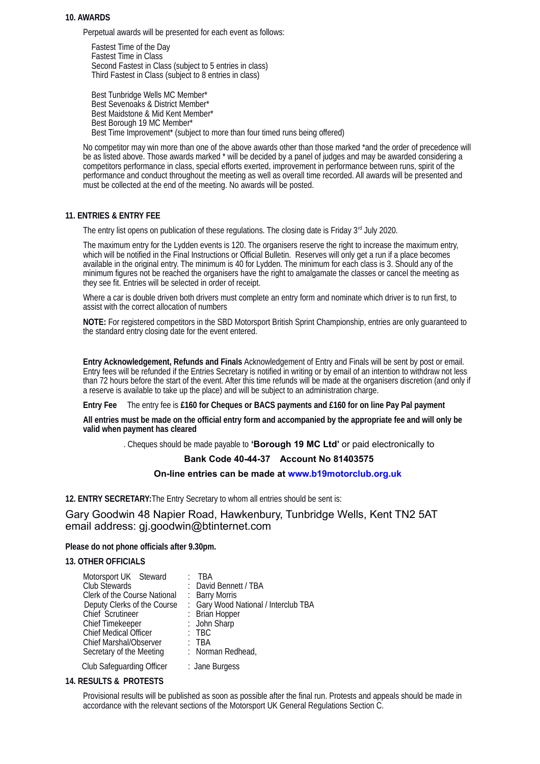## 10. AWARDS

Perpetual awards will be presented for each event as follows:

Fastest Time of the Day
Fastest Time in Class
Second Fastest in Class (subject to 5 entries in class)
Third Fastest in Class (subject to 8 entries in class)

Best Tunbridge Wells MC Member*
Best Sevenoaks & District Member*
Best Maidstone & Mid Kent Member*
Best Borough 19 MC Member*
Best Time Improvement* (subject to more than four timed runs being offered)

No competitor may win more than one of the above awards other than those marked *and the order of precedence will be as listed above. Those awards marked * will be decided by a panel of judges and may be awarded considering a competitors performance in class, special efforts exerted, improvement in performance between runs, spirit of the performance and conduct throughout the meeting as well as overall time recorded. All awards will be presented and must be collected at the end of the meeting. No awards will be posted.

## 11. ENTRIES & ENTRY FEE

The entry list opens on publication of these regulations. The closing date is Friday 3rd July 2020.

The maximum entry for the Lydden events is 120. The organisers reserve the right to increase the maximum entry, which will be notified in the Final Instructions or Official Bulletin. Reserves will only get a run if a place becomes available in the original entry. The minimum is 40 for Lydden. The minimum for each class is 3. Should any of the minimum figures not be reached the organisers have the right to amalgamate the classes or cancel the meeting as they see fit. Entries will be selected in order of receipt.

Where a car is double driven both drivers must complete an entry form and nominate which driver is to run first, to assist with the correct allocation of numbers

**NOTE:** For registered competitors in the SBD Motorsport British Sprint Championship, entries are only guaranteed to the standard entry closing date for the event entered.

**Entry Acknowledgement, Refunds and Finals** Acknowledgement of Entry and Finals will be sent by post or email. Entry fees will be refunded if the Entries Secretary is notified in writing or by email of an intention to withdraw not less than 72 hours before the start of the event. After this time refunds will be made at the organisers discretion (and only if a reserve is available to take up the place) and will be subject to an administration charge.

**Entry Fee** The entry fee is **£160 for Cheques or BACS payments and £160 for on line Pay Pal payment**

**All entries must be made on the official entry form and accompanied by the appropriate fee and will only be valid when payment has cleared**

. Cheques should be made payable to **'Borough 19 MC Ltd'** or paid electronically to

**Bank Code 40-44-37 Account No 81403575**

**On-line entries can be made at www.b19motorclub.org.uk**

## 12. ENTRY SECRETARY:

The Entry Secretary to whom all entries should be sent is:

Gary Goodwin 48 Napier Road, Hawkenbury, Tunbridge Wells, Kent TN2 5AT
email address: gj.goodwin@btinternet.com

**Please do not phone officials after 9.30pm.**

## 13. OTHER OFFICIALS

| | |
|---|---|
| Motorsport UK Steward | : TBA |
| Club Stewards | : David Bennett / TBA |
| Clerk of the Course National | : Barry Morris |
| Deputy Clerks of the Course | : Gary Wood National / Interclub TBA |
| Chief Scrutineer | : Brian Hopper |
| Chief Timekeeper | : John Sharp |
| Chief Medical Officer | : TBC |
| Chief Marshal/Observer | : TBA |
| Secretary of the Meeting | : Norman Redhead, |
| Club Safeguarding Officer | : Jane Burgess |

## 14. RESULTS & PROTESTS

Provisional results will be published as soon as possible after the final run. Protests and appeals should be made in accordance with the relevant sections of the Motorsport UK General Regulations Section C.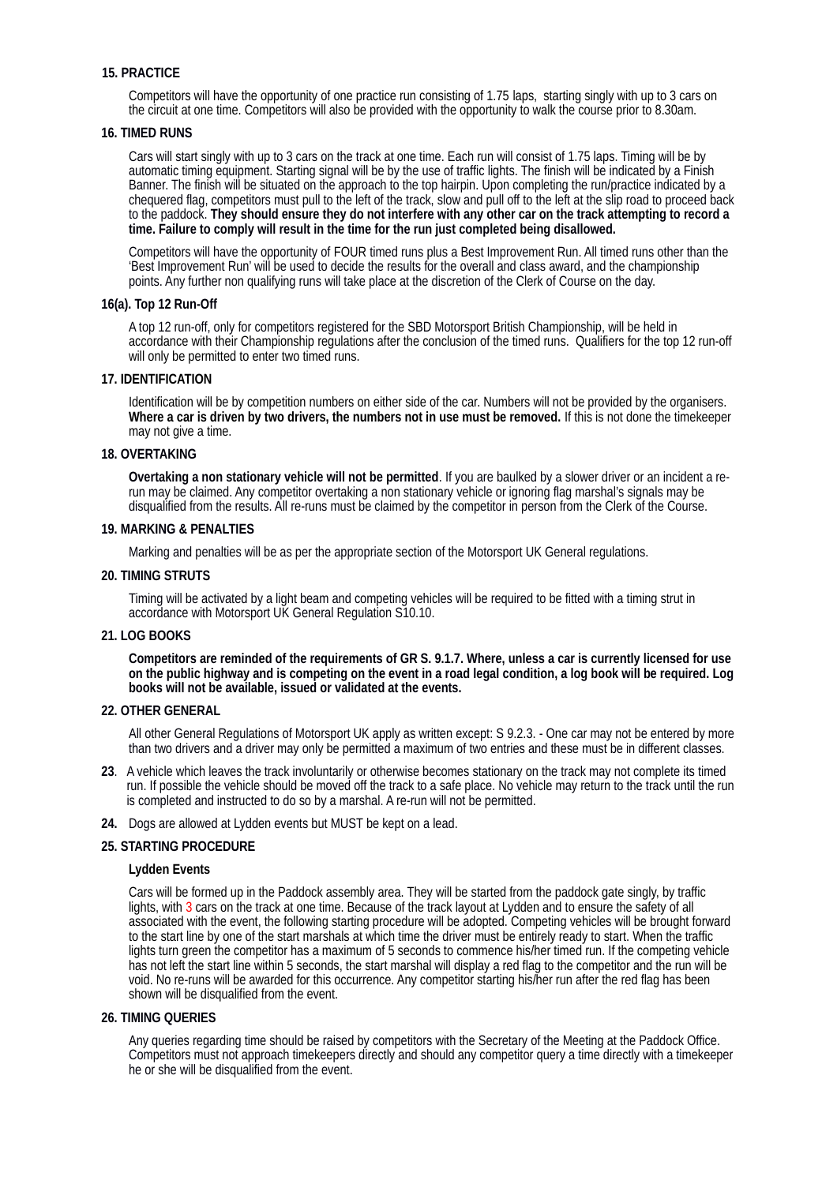**15. PRACTICE**

Competitors will have the opportunity of one practice run consisting of 1.75 laps, starting singly with up to 3 cars on the circuit at one time. Competitors will also be provided with the opportunity to walk the course prior to 8.30am.

**16. TIMED RUNS**

Cars will start singly with up to 3 cars on the track at one time. Each run will consist of 1.75 laps. Timing will be by automatic timing equipment. Starting signal will be by the use of traffic lights. The finish will be indicated by a Finish Banner. The finish will be situated on the approach to the top hairpin. Upon completing the run/practice indicated by a chequered flag, competitors must pull to the left of the track, slow and pull off to the left at the slip road to proceed back to the paddock. **They should ensure they do not interfere with any other car on the track attempting to record a time. Failure to comply will result in the time for the run just completed being disallowed.**

Competitors will have the opportunity of FOUR timed runs plus a Best Improvement Run. All timed runs other than the 'Best Improvement Run' will be used to decide the results for the overall and class award, and the championship points. Any further non qualifying runs will take place at the discretion of the Clerk of Course on the day.

**16(a). Top 12 Run-Off**

A top 12 run-off, only for competitors registered for the SBD Motorsport British Championship, will be held in accordance with their Championship regulations after the conclusion of the timed runs. Qualifiers for the top 12 run-off will only be permitted to enter two timed runs.

**17. IDENTIFICATION**

Identification will be by competition numbers on either side of the car. Numbers will not be provided by the organisers. **Where a car is driven by two drivers, the numbers not in use must be removed.** If this is not done the timekeeper may not give a time.

**18. OVERTAKING**

**Overtaking a non stationary vehicle will not be permitted**. If you are baulked by a slower driver or an incident a re-run may be claimed. Any competitor overtaking a non stationary vehicle or ignoring flag marshal's signals may be disqualified from the results. All re-runs must be claimed by the competitor in person from the Clerk of the Course.

**19. MARKING & PENALTIES**

Marking and penalties will be as per the appropriate section of the Motorsport UK General regulations.

**20. TIMING STRUTS**

Timing will be activated by a light beam and competing vehicles will be required to be fitted with a timing strut in accordance with Motorsport UK General Regulation S10.10.

**21. LOG BOOKS**

**Competitors are reminded of the requirements of GR S. 9.1.7. Where, unless a car is currently licensed for use on the public highway and is competing on the event in a road legal condition, a log book will be required. Log books will not be available, issued or validated at the events.**

**22. OTHER GENERAL**

All other General Regulations of Motorsport UK apply as written except: S 9.2.3. - One car may not be entered by more than two drivers and a driver may only be permitted a maximum of two entries and these must be in different classes.

**23**. A vehicle which leaves the track involuntarily or otherwise becomes stationary on the track may not complete its timed run. If possible the vehicle should be moved off the track to a safe place. No vehicle may return to the track until the run is completed and instructed to do so by a marshal. A re-run will not be permitted.

**24.** Dogs are allowed at Lydden events but MUST be kept on a lead.

**25. STARTING PROCEDURE**

**Lydden Events**

Cars will be formed up in the Paddock assembly area. They will be started from the paddock gate singly, by traffic lights, with 3 cars on the track at one time. Because of the track layout at Lydden and to ensure the safety of all associated with the event, the following starting procedure will be adopted. Competing vehicles will be brought forward to the start line by one of the start marshals at which time the driver must be entirely ready to start. When the traffic lights turn green the competitor has a maximum of 5 seconds to commence his/her timed run. If the competing vehicle has not left the start line within 5 seconds, the start marshal will display a red flag to the competitor and the run will be void. No re-runs will be awarded for this occurrence. Any competitor starting his/her run after the red flag has been shown will be disqualified from the event.

**26. TIMING QUERIES**

Any queries regarding time should be raised by competitors with the Secretary of the Meeting at the Paddock Office. Competitors must not approach timekeepers directly and should any competitor query a time directly with a timekeeper he or she will be disqualified from the event.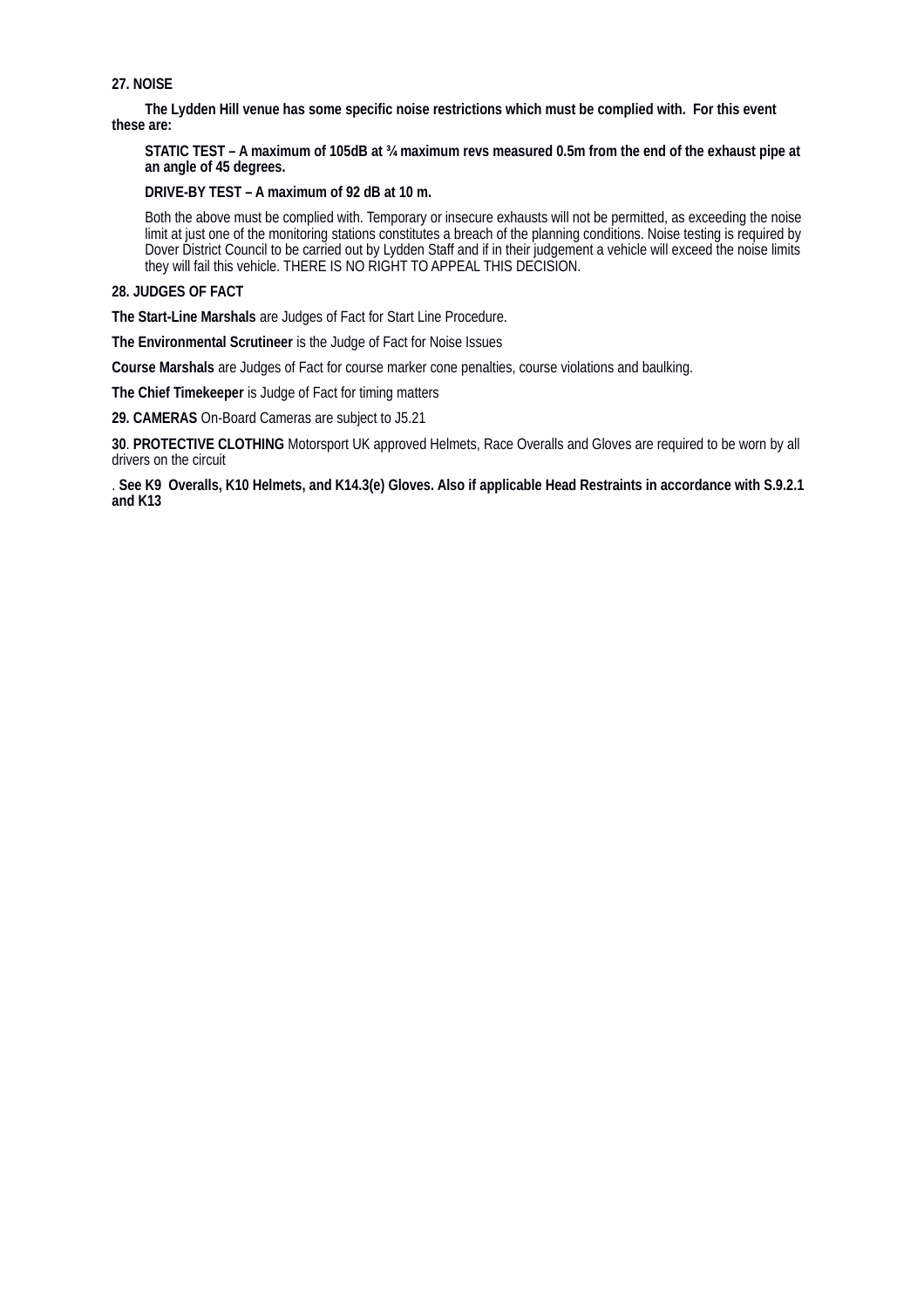**27. NOISE**

**The Lydden Hill venue has some specific noise restrictions which must be complied with. For this event these are:**

**STATIC TEST – A maximum of 105dB at ¾ maximum revs measured 0.5m from the end of the exhaust pipe at an angle of 45 degrees.**

**DRIVE-BY TEST – A maximum of 92 dB at 10 m.**

Both the above must be complied with. Temporary or insecure exhausts will not be permitted, as exceeding the noise limit at just one of the monitoring stations constitutes a breach of the planning conditions. Noise testing is required by Dover District Council to be carried out by Lydden Staff and if in their judgement a vehicle will exceed the noise limits they will fail this vehicle. THERE IS NO RIGHT TO APPEAL THIS DECISION.

**28. JUDGES OF FACT**

**The Start-Line Marshals** are Judges of Fact for Start Line Procedure.

**The Environmental Scrutineer** is the Judge of Fact for Noise Issues

**Course Marshals** are Judges of Fact for course marker cone penalties, course violations and baulking.

**The Chief Timekeeper** is Judge of Fact for timing matters

**29. CAMERAS** On-Board Cameras are subject to J5.21

**30**. **PROTECTIVE CLOTHING** Motorsport UK approved Helmets, Race Overalls and Gloves are required to be worn by all drivers on the circuit

. **See K9 Overalls, K10 Helmets, and K14.3(e) Gloves. Also if applicable Head Restraints in accordance with S.9.2.1 and K13**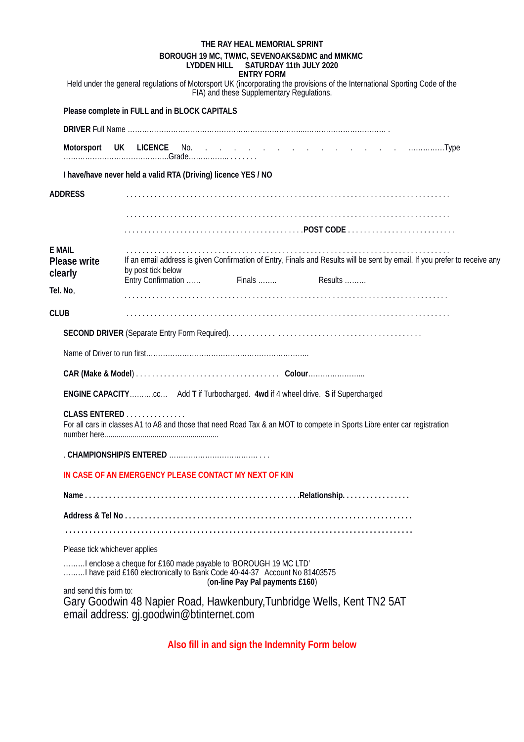**THE RAY HEAL MEMORIAL SPRINT**

**BOROUGH 19 MC, TWMC, SEVENOAKS&DMC and MMKMC**
**LYDDEN HILL SATURDAY 11th JULY 2020**
**ENTRY FORM**

Held under the general regulations of Motorsport UK (incorporating the provisions of the International Sporting Code of the FIA) and these Supplementary Regulations.

**Please complete in FULL and in BLOCK CAPITALS**

**DRIVER** Full Name ……………………………………………………………………………………………… .

**Motorsport UK LICENCE** No. . . . . . . . . . . . . . . ……………Type ……………………………………..Grade…………….. . . . . . . .

**I have/have never held a valid RTA (Driving) licence YES / NO**

**ADDRESS** . . . . . . . . . . . . . . . . . . . . . . . . . . . . . . . . . . . . . . . . . . . . . . . . . . . . . . . . . . . . . . . . . . . . . . . . . . . . . .

. . . . . . . . . . . . . . . . . . . . . . . . . . . . . . . . . . . . . . . . . . . . . . . . . . . . . . . . . . . . . . . . . . . . . . . . . . . . . .

. . . . . . . . . . . . . . . . . . . . . . . . . . . . . . . . . . . . . . . . . . . . . . . **POST CODE** . . . . . . . . . . . . . . . . . . . . . . . . . . .

**E MAIL** . . . . . . . . . . . . . . . . . . . . . . . . . . . . . . . . . . . . . . . . . . . . . . . . . . . . . . . . . . . . . . . . . . . . . . . . . . . . . .

**Please write clearly**

If an email address is given Confirmation of Entry, Finals and Results will be sent by email. If you prefer to receive any by post tick below

Entry Confirmation …… Finals …….. Results ………

**Tel. No**, . . . . . . . . . . . . . . . . . . . . . . . . . . . . . . . . . . . . . . . . . . . . . . . . . . . . . . . . . . . . . . . . . . . . . . . . . . . . . .

**CLUB** . . . . . . . . . . . . . . . . . . . . . . . . . . . . . . . . . . . . . . . . . . . . . . . . . . . . . . . . . . . . . . . . . . . . . . . . . . . . . .

**SECOND DRIVER** (Separate Entry Form Required). . . . . . . . . . . . . . . . . . . . . . . . . . . . . . . . . . . . . . . . . . . . . . . . . .

Name of Driver to run first…………………………………………………………..

**CAR (Make & Model**) . . . . . . . . . . . . . . . . . . . . . . . . . . . . . . . . . . . . **Colour**…………………...

**ENGINE CAPACITY**……….cc… Add **T** if Turbocharged. **4wd** if 4 wheel drive. **S** if Supercharged

**CLASS ENTERED** . . . . . . . . . . . . . . .
For all cars in classes A1 to A8 and those that need Road Tax & an MOT to compete in Sports Libre enter car registration number here..................................................

. **CHAMPIONSHIP/S ENTERED** ………………………………. . . .

**IN CASE OF AN EMERGENCY PLEASE CONTACT MY NEXT OF KIN**

**Name . . . . . . . . . . . . . . . . . . . . . . . . . . . . . . . . . . . . . . . . . . . . . . . . . . . . . .Relationship. . . . . . . . . . . . . . . . .**

**Address & Tel No . . . . . . . . . . . . . . . . . . . . . . . . . . . . . . . . . . . . . . . . . . . . . . . . . . . . . . . . . . . . . . . . . . . . . . . . . . .**

**. . . . . . . . . . . . . . . . . . . . . . . . . . . . . . . . . . . . . . . . . . . . . . . . . . . . . . . . . . . . . . . . . . . . . . . . . . . . . . . . . . . . .**

Please tick whichever applies

………I enclose a cheque for £160 made payable to 'BOROUGH 19 MC LTD'
………I have paid £160 electronically to Bank Code 40-44-37 Account No 81403575
(**on-line Pay Pal payments £160**)

and send this form to:
Gary Goodwin 48 Napier Road, Hawkenbury,Tunbridge Wells, Kent TN2 5AT
email address: gj.goodwin@btinternet.com

**Also fill in and sign the Indemnity Form below**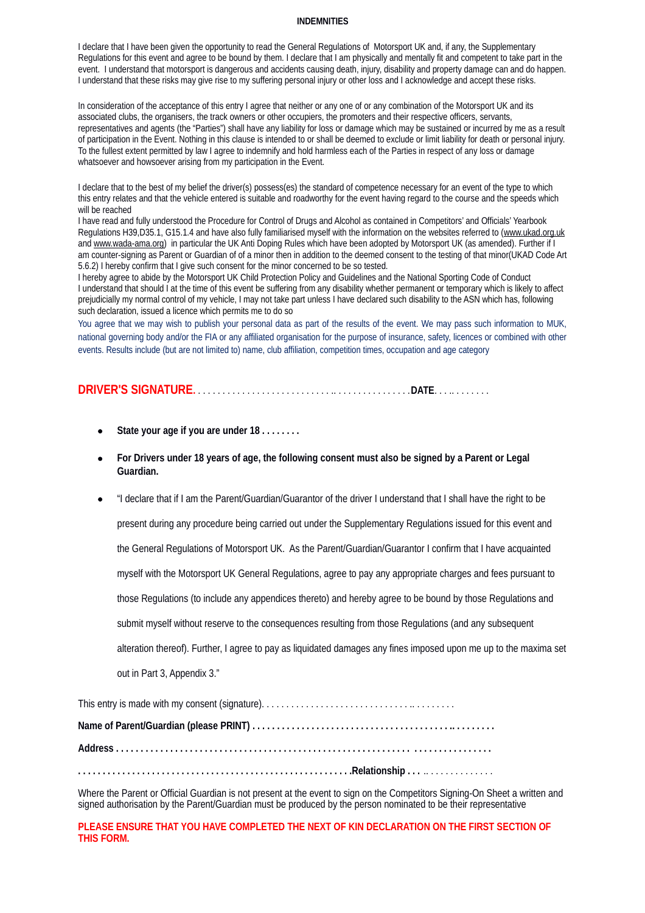## INDEMNITIES

I declare that I have been given the opportunity to read the General Regulations of Motorsport UK and, if any, the Supplementary Regulations for this event and agree to be bound by them. I declare that I am physically and mentally fit and competent to take part in the event. I understand that motorsport is dangerous and accidents causing death, injury, disability and property damage can and do happen. I understand that these risks may give rise to my suffering personal injury or other loss and I acknowledge and accept these risks.

In consideration of the acceptance of this entry I agree that neither or any one of or any combination of the Motorsport UK and its associated clubs, the organisers, the track owners or other occupiers, the promoters and their respective officers, servants, representatives and agents (the "Parties") shall have any liability for loss or damage which may be sustained or incurred by me as a result of participation in the Event. Nothing in this clause is intended to or shall be deemed to exclude or limit liability for death or personal injury. To the fullest extent permitted by law I agree to indemnify and hold harmless each of the Parties in respect of any loss or damage whatsoever and howsoever arising from my participation in the Event.

I declare that to the best of my belief the driver(s) possess(es) the standard of competence necessary for an event of the type to which this entry relates and that the vehicle entered is suitable and roadworthy for the event having regard to the course and the speeds which will be reached

I have read and fully understood the Procedure for Control of Drugs and Alcohol as contained in Competitors' and Officials' Yearbook Regulations H39,D35.1, G15.1.4 and have also fully familiarised myself with the information on the websites referred to (www.ukad.org.uk and www.wada-ama.org) in particular the UK Anti Doping Rules which have been adopted by Motorsport UK (as amended). Further if I am counter-signing as Parent or Guardian of of a minor then in addition to the deemed consent to the testing of that minor(UKAD Code Art 5.6.2) I hereby confirm that I give such consent for the minor concerned to be so tested.

I hereby agree to abide by the Motorsport UK Child Protection Policy and Guidelines and the National Sporting Code of Conduct

I understand that should I at the time of this event be suffering from any disability whether permanent or temporary which is likely to affect prejudicially my normal control of my vehicle, I may not take part unless I have declared such disability to the ASN which has, following such declaration, issued a licence which permits me to do so

You agree that we may wish to publish your personal data as part of the results of the event. We may pass such information to MUK, national governing body and/or the FIA or any affiliated organisation for the purpose of insurance, safety, licences or combined with other events. Results include (but are not limited to) name, club affiliation, competition times, occupation and age category

**DRIVER'S SIGNATURE**. . . . . . . . . . . . . . . . . . . . . . . . . . . . .. . . . . . . . . . . . . . . . .**DATE**. . . .. . . . . . . .

- **State your age if you are under 18 . . . . . . . .**
- **For Drivers under 18 years of age, the following consent must also be signed by a Parent or Legal Guardian.**
- "I declare that if I am the Parent/Guardian/Guarantor of the driver I understand that I shall have the right to be present during any procedure being carried out under the Supplementary Regulations issued for this event and the General Regulations of Motorsport UK. As the Parent/Guardian/Guarantor I confirm that I have acquainted myself with the Motorsport UK General Regulations, agree to pay any appropriate charges and fees pursuant to those Regulations (to include any appendices thereto) and hereby agree to be bound by those Regulations and submit myself without reserve to the consequences resulting from those Regulations (and any subsequent alteration thereof). Further, I agree to pay as liquidated damages any fines imposed upon me up to the maxima set out in Part 3, Appendix 3."

This entry is made with my consent (signature). . . . . . . . . . . . . . . . . . . . . . . . . . . . . . .. . . . . . . . . .

**Name of Parent/Guardian (please PRINT) . . . . . . . . . . . . . . . . . . . . . . . . . . . . . . . . . . . . . . . .. . . . . . . . .**

**Address . . . . . . . . . . . . . . . . . . . . . . . . . . . . . . . . . . . . . . . . . . . . . . . . . . . . . . . . . . . . . . . . . . . . . . . . . .**

**. . . . . . . . . . . . . . . . . . . . . . . . . . . . . . . . . . . . . . . . . . . . . . . . . . . . . .Relationship . . .** .. . . . . . . . . . . . . .

Where the Parent or Official Guardian is not present at the event to sign on the Competitors Signing-On Sheet a written and signed authorisation by the Parent/Guardian must be produced by the person nominated to be their representative

**PLEASE ENSURE THAT YOU HAVE COMPLETED THE NEXT OF KIN DECLARATION ON THE FIRST SECTION OF THIS FORM.**